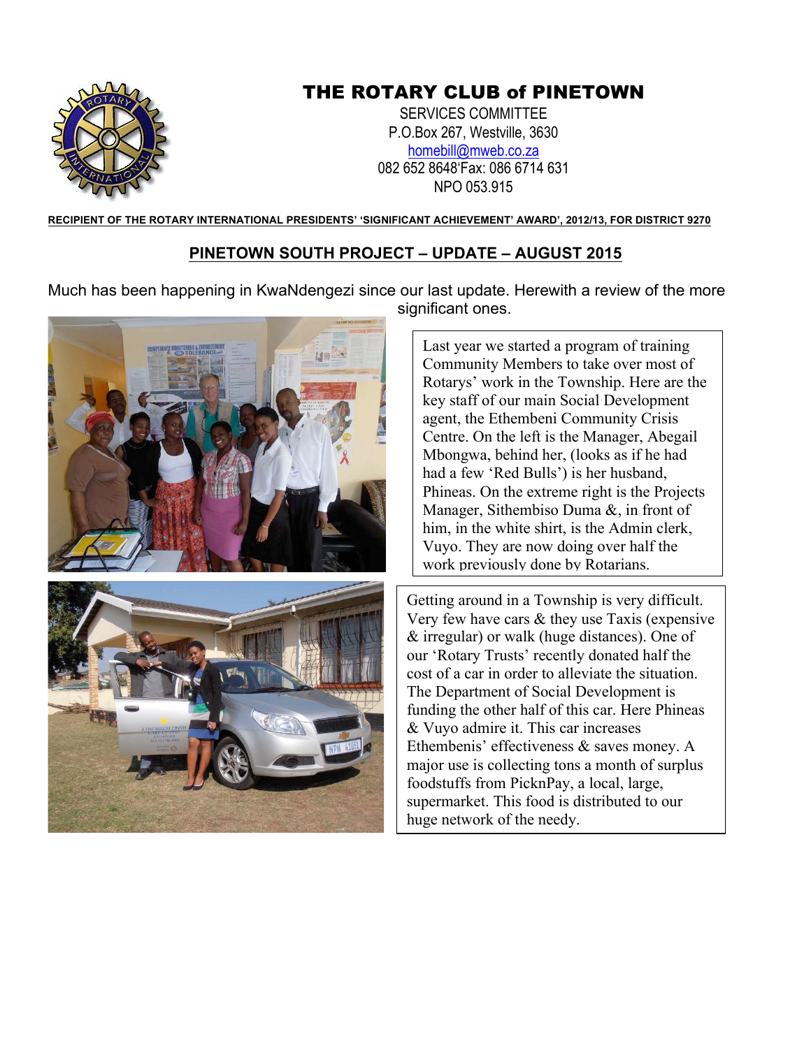# THE ROTARY CLUB of PINETOWN

SERVICES COMMITTEE
P.O.Box 267, Westville, 3630
homebill@mweb.co.za
082 652 8648'Fax: 086 6714 631
NPO 053.915

**RECIPIENT OF THE ROTARY INTERNATIONAL PRESIDENTS' 'SIGNIFICANT ACHIEVEMENT' AWARD', 2012/13, FOR DISTRICT 9270**

## PINETOWN SOUTH PROJECT – UPDATE – AUGUST 2015

Much has been happening in KwaNdengezi since our last update. Herewith a review of the more significant ones.

Last year we started a program of training Community Members to take over most of Rotarys' work in the Township. Here are the key staff of our main Social Development agent, the Ethembeni Community Crisis Centre. On the left is the Manager, Abegail Mbongwa, behind her, (looks as if he had had a few 'Red Bulls') is her husband, Phineas. On the extreme right is the Projects Manager, Sithembiso Duma &, in front of him, in the white shirt, is the Admin clerk, Vuyo. They are now doing over half the work previously done by Rotarians.

Getting around in a Township is very difficult. Very few have cars & they use Taxis (expensive & irregular) or walk (huge distances). One of our 'Rotary Trusts' recently donated half the cost of a car in order to alleviate the situation. The Department of Social Development is funding the other half of this car. Here Phineas & Vuyo admire it. This car increases Ethembenis' effectiveness & saves money. A major use is collecting tons a month of surplus foodstuffs from PicknPay, a local, large, supermarket. This food is distributed to our huge network of the needy.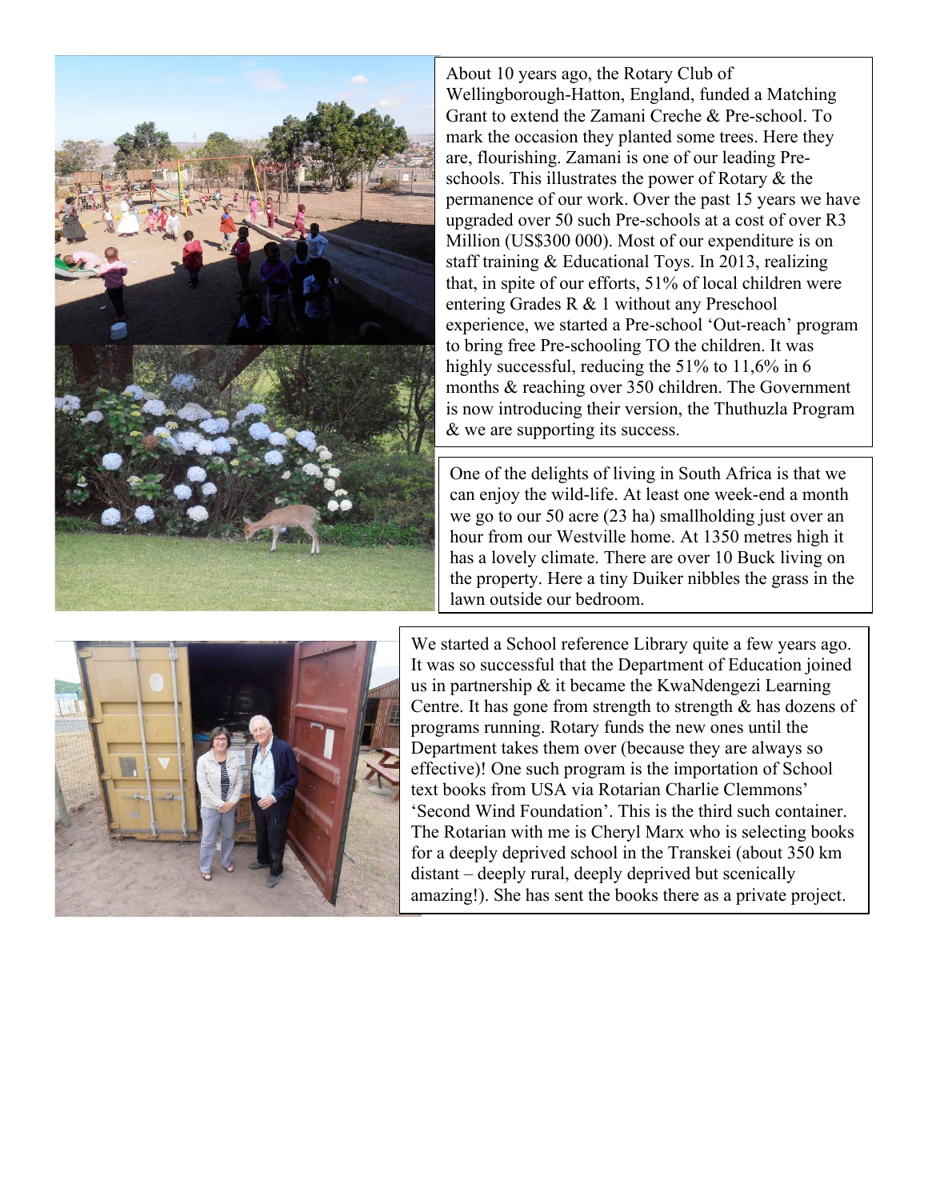About 10 years ago, the Rotary Club of Wellingborough-Hatton, England, funded a Matching Grant to extend the Zamani Creche & Pre-school. To mark the occasion they planted some trees. Here they are, flourishing. Zamani is one of our leading Pre-schools. This illustrates the power of Rotary & the permanence of our work. Over the past 15 years we have upgraded over 50 such Pre-schools at a cost of over R3 Million (US$300 000). Most of our expenditure is on staff training & Educational Toys. In 2013, realizing that, in spite of our efforts, 51% of local children were entering Grades R & 1 without any Preschool experience, we started a Pre-school 'Out-reach' program to bring free Pre-schooling TO the children. It was highly successful, reducing the 51% to 11,6% in 6 months & reaching over 350 children. The Government is now introducing their version, the Thuthuzla Program & we are supporting its success.

One of the delights of living in South Africa is that we can enjoy the wild-life. At least one week-end a month we go to our 50 acre (23 ha) smallholding just over an hour from our Westville home. At 1350 metres high it has a lovely climate. There are over 10 Buck living on the property. Here a tiny Duiker nibbles the grass in the lawn outside our bedroom.

We started a School reference Library quite a few years ago. It was so successful that the Department of Education joined us in partnership & it became the KwaNdengezi Learning Centre. It has gone from strength to strength & has dozens of programs running. Rotary funds the new ones until the Department takes them over (because they are always so effective)! One such program is the importation of School text books from USA via Rotarian Charlie Clemmons' 'Second Wind Foundation'. This is the third such container. The Rotarian with me is Cheryl Marx who is selecting books for a deeply deprived school in the Transkei (about 350 km distant – deeply rural, deeply deprived but scenically amazing!). She has sent the books there as a private project.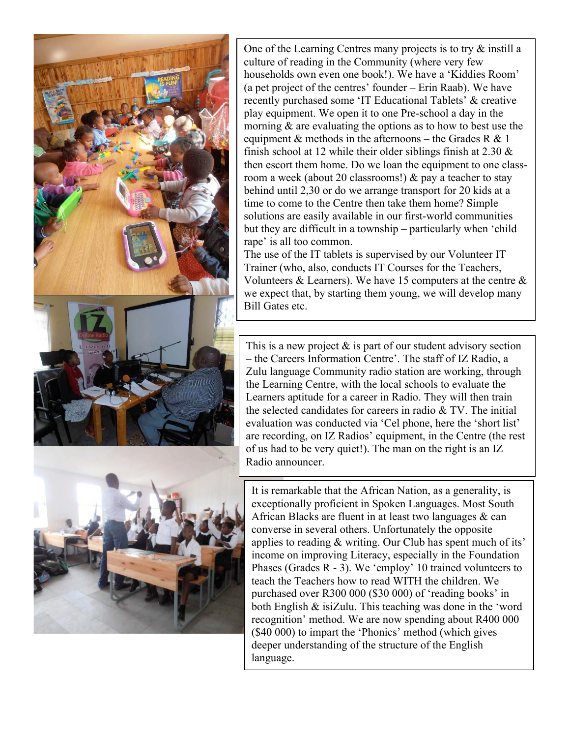One of the Learning Centres many projects is to try & instill a culture of reading in the Community (where very few households own even one book!). We have a 'Kiddies Room' (a pet project of the centres' founder – Erin Raab). We have recently purchased some 'IT Educational Tablets' & creative play equipment. We open it to one Pre-school a day in the morning & are evaluating the options as to how to best use the equipment & methods in the afternoons – the Grades R & 1 finish school at 12 while their older siblings finish at 2.30 & then escort them home. Do we loan the equipment to one class-room a week (about 20 classrooms!) & pay a teacher to stay behind until 2,30 or do we arrange transport for 20 kids at a time to come to the Centre then take them home? Simple solutions are easily available in our first-world communities but they are difficult in a township – particularly when 'child rape' is all too common.
The use of the IT tablets is supervised by our Volunteer IT Trainer (who, also, conducts IT Courses for the Teachers, Volunteers & Learners). We have 15 computers at the centre & we expect that, by starting them young, we will develop many Bill Gates etc.

This is a new project & is part of our student advisory section – the Careers Information Centre'. The staff of IZ Radio, a Zulu language Community radio station are working, through the Learning Centre, with the local schools to evaluate the Learners aptitude for a career in Radio. They will then train the selected candidates for careers in radio & TV. The initial evaluation was conducted via 'Cel phone, here the 'short list' are recording, on IZ Radios' equipment, in the Centre (the rest of us had to be very quiet!). The man on the right is an IZ Radio announcer.

It is remarkable that the African Nation, as a generality, is exceptionally proficient in Spoken Languages. Most South African Blacks are fluent in at least two languages & can converse in several others. Unfortunately the opposite applies to reading & writing. Our Club has spent much of its' income on improving Literacy, especially in the Foundation Phases (Grades R - 3). We 'employ' 10 trained volunteers to teach the Teachers how to read WITH the children. We purchased over R300 000 ($30 000) of 'reading books' in both English & isiZulu. This teaching was done in the 'word recognition' method. We are now spending about R400 000 ($40 000) to impart the 'Phonics' method (which gives deeper understanding of the structure of the English language.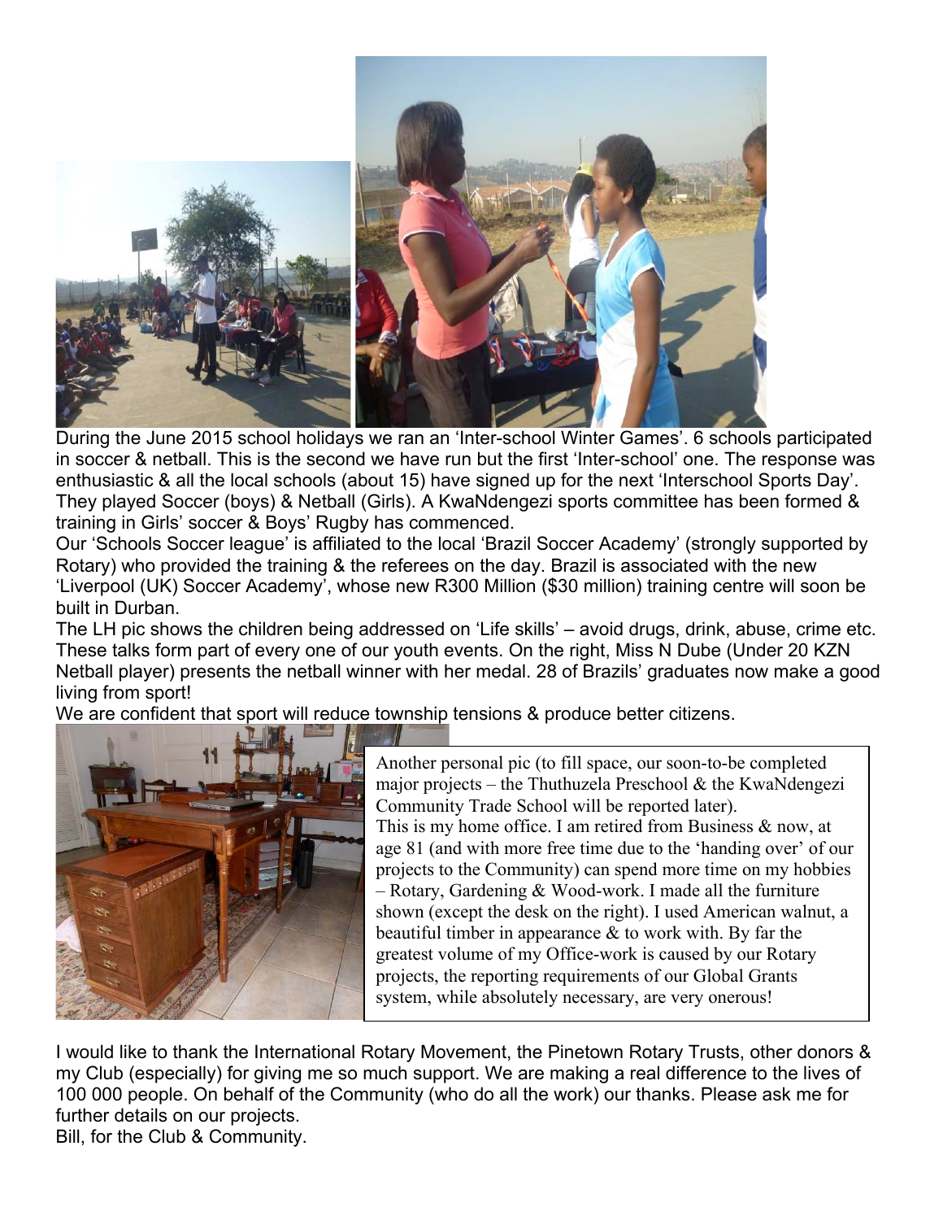During the June 2015 school holidays we ran an 'Inter-school Winter Games'. 6 schools participated in soccer & netball. This is the second we have run but the first 'Inter-school' one. The response was enthusiastic & all the local schools (about 15) have signed up for the next 'Interschool Sports Day'. They played Soccer (boys) & Netball (Girls). A KwaNdengezi sports committee has been formed & training in Girls' soccer & Boys' Rugby has commenced.

Our 'Schools Soccer league' is affiliated to the local 'Brazil Soccer Academy' (strongly supported by Rotary) who provided the training & the referees on the day. Brazil is associated with the new 'Liverpool (UK) Soccer Academy', whose new R300 Million ($30 million) training centre will soon be built in Durban.

The LH pic shows the children being addressed on 'Life skills' – avoid drugs, drink, abuse, crime etc. These talks form part of every one of our youth events. On the right, Miss N Dube (Under 20 KZN Netball player) presents the netball winner with her medal. 28 of Brazils' graduates now make a good living from sport!

We are confident that sport will reduce township tensions & produce better citizens.

Another personal pic (to fill space, our soon-to-be completed major projects – the Thuthuzela Preschool & the KwaNdengezi Community Trade School will be reported later).
This is my home office. I am retired from Business & now, at age 81 (and with more free time due to the 'handing over' of our projects to the Community) can spend more time on my hobbies – Rotary, Gardening & Wood-work. I made all the furniture shown (except the desk on the right). I used American walnut, a beautiful timber in appearance & to work with. By far the greatest volume of my Office-work is caused by our Rotary projects, the reporting requirements of our Global Grants system, while absolutely necessary, are very onerous!

I would like to thank the International Rotary Movement, the Pinetown Rotary Trusts, other donors & my Club (especially) for giving me so much support. We are making a real difference to the lives of 100 000 people. On behalf of the Community (who do all the work) our thanks. Please ask me for further details on our projects.
Bill, for the Club & Community.